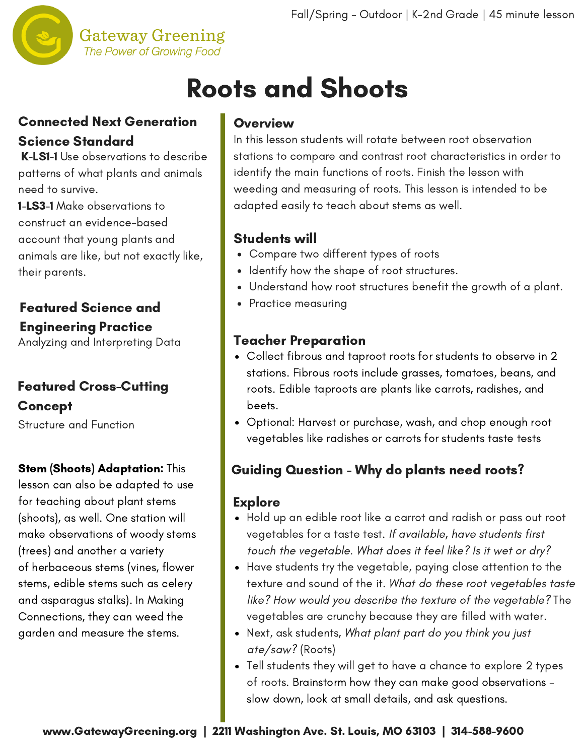Gateway Greening
*The Power of Growing Food*

Fall/Spring - Outdoor | K-2nd Grade | 45 minute lesson

# Roots and Shoots

## Connected Next Generation Science Standard

**K-LS1-1** Use observations to describe patterns of what plants and animals need to survive.

**1-LS3-1** Make observations to construct an evidence-based account that young plants and animals are like, but not exactly like, their parents.

## Featured Science and Engineering Practice

Analyzing and Interpreting Data

## Featured Cross-Cutting Concept

Structure and Function

**Stem (Shoots) Adaptation:** This lesson can also be adapted to use for teaching about plant stems (shoots), as well. One station will make observations of woody stems (trees) and another a variety of herbaceous stems (vines, flower stems, edible stems such as celery and asparagus stalks). In Making Connections, they can weed the garden and measure the stems.

## Overview

In this lesson students will rotate between root observation stations to compare and contrast root characteristics in order to identify the main functions of roots. Finish the lesson with weeding and measuring of roots. This lesson is intended to be adapted easily to teach about stems as well.

## Students will

- Compare two different types of roots
- Identify how the shape of root structures.
- Understand how root structures benefit the growth of a plant.
- Practice measuring

## Teacher Preparation

- Collect fibrous and taproot roots for students to observe in 2 stations. Fibrous roots include grasses, tomatoes, beans, and roots. Edible taproots are plants like carrots, radishes, and beets.
- Optional: Harvest or purchase, wash, and chop enough root vegetables like radishes or carrots for students taste tests

## Guiding Question - Why do plants need roots?

## Explore

- Hold up an edible root like a carrot and radish or pass out root vegetables for a taste test. *If available, have students first touch the vegetable. What does it feel like? Is it wet or dry?*
- Have students try the vegetable, paying close attention to the texture and sound of the it. *What do these root vegetables taste like? How would you describe the texture of the vegetable?* The vegetables are crunchy because they are filled with water.
- Next, ask students, *What plant part do you think you just ate/saw?* (Roots)
- Tell students they will get to have a chance to explore 2 types of roots. Brainstorm how they can make good observations - slow down, look at small details, and ask questions.

**www.GatewayGreening.org | 2211 Washington Ave. St. Louis, MO 63103 | 314-588-9600**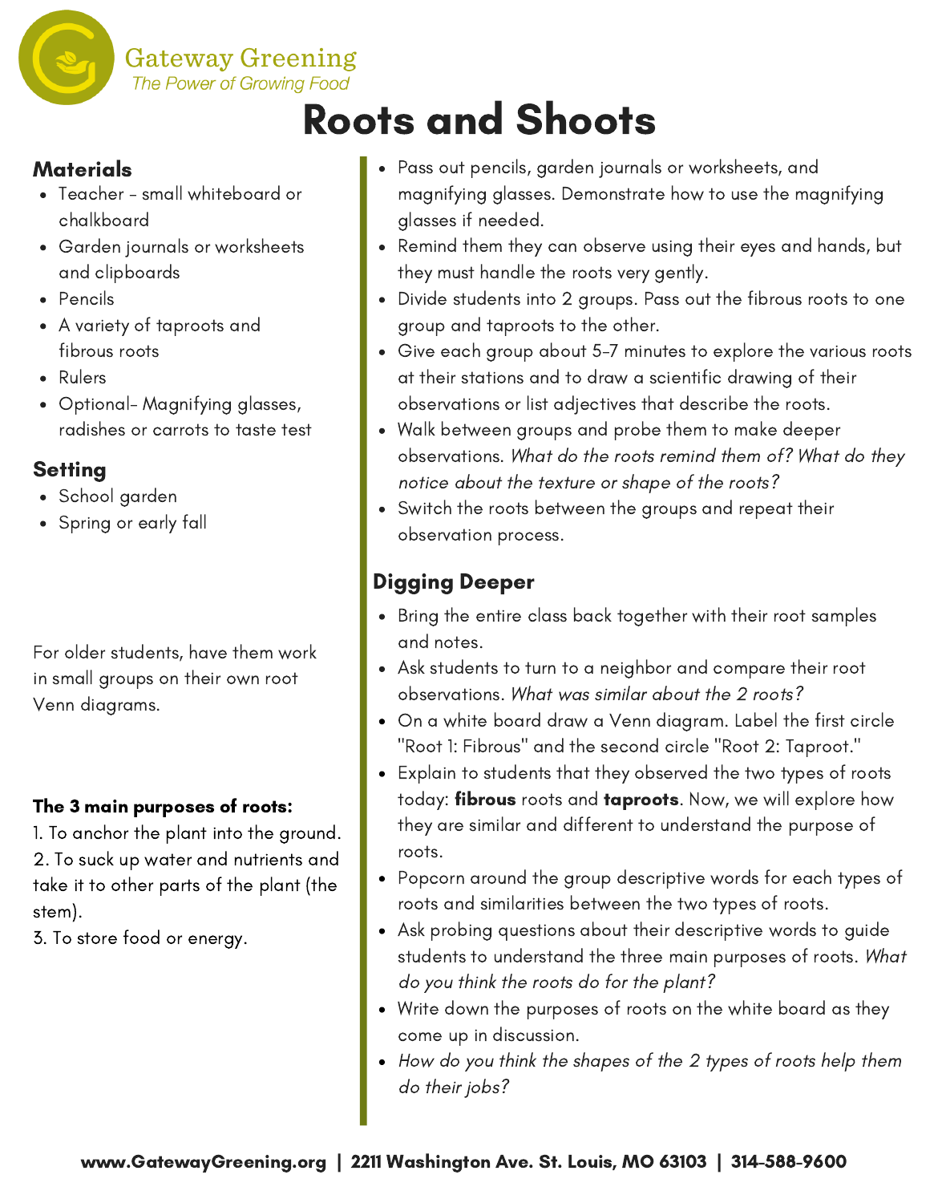# Roots and Shoots

## Materials

- Teacher - small whiteboard or chalkboard
- Garden journals or worksheets and clipboards
- Pencils
- A variety of taproots and fibrous roots
- Rulers
- Optional- Magnifying glasses, radishes or carrots to taste test

## Setting

- School garden
- Spring or early fall

For older students, have them work in small groups on their own root Venn diagrams.

**The 3 main purposes of roots:**

1. To anchor the plant into the ground.
2. To suck up water and nutrients and take it to other parts of the plant (the stem).
3. To store food or energy.

- Pass out pencils, garden journals or worksheets, and magnifying glasses. Demonstrate how to use the magnifying glasses if needed.
- Remind them they can observe using their eyes and hands, but they must handle the roots very gently.
- Divide students into 2 groups. Pass out the fibrous roots to one group and taproots to the other.
- Give each group about 5-7 minutes to explore the various roots at their stations and to draw a scientific drawing of their observations or list adjectives that describe the roots.
- Walk between groups and probe them to make deeper observations. *What do the roots remind them of? What do they notice about the texture or shape of the roots?*
- Switch the roots between the groups and repeat their observation process.

## Digging Deeper

- Bring the entire class back together with their root samples and notes.
- Ask students to turn to a neighbor and compare their root observations. *What was similar about the 2 roots?*
- On a white board draw a Venn diagram. Label the first circle "Root 1: Fibrous" and the second circle "Root 2: Taproot."
- Explain to students that they observed the two types of roots today: **fibrous** roots and **taproots**. Now, we will explore how they are similar and different to understand the purpose of roots.
- Popcorn around the group descriptive words for each types of roots and similarities between the two types of roots.
- Ask probing questions about their descriptive words to guide students to understand the three main purposes of roots. *What do you think the roots do for the plant?*
- Write down the purposes of roots on the white board as they come up in discussion.
- *How do you think the shapes of the 2 types of roots help them do their jobs?*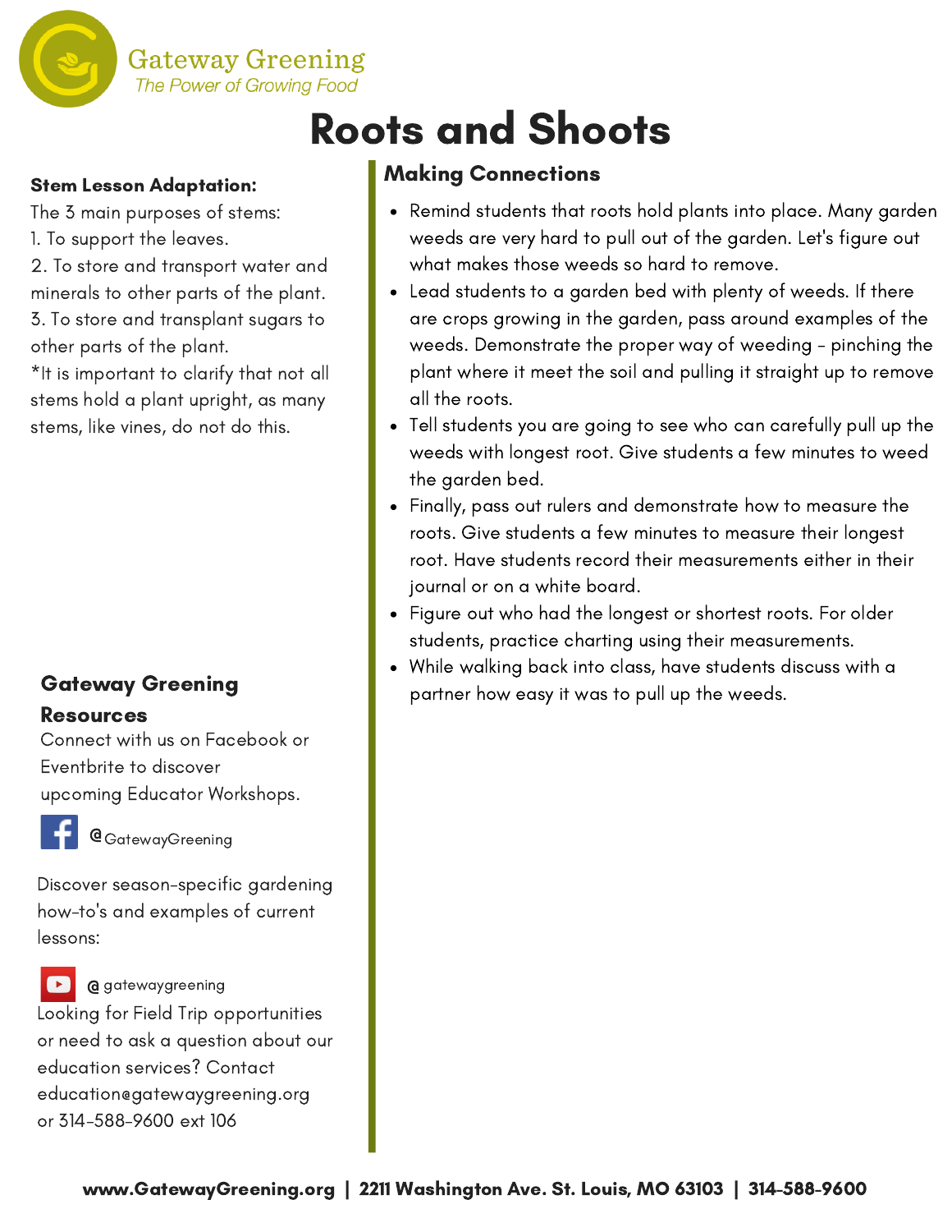Gateway Greening
*The Power of Growing Food*

# Roots and Shoots

**Stem Lesson Adaptation:**

The 3 main purposes of stems:
1. To support the leaves.
2. To store and transport water and minerals to other parts of the plant.
3. To store and transplant sugars to other parts of the plant.

*It is important to clarify that not all stems hold a plant upright, as many stems, like vines, do not do this.

## Making Connections

- Remind students that roots hold plants into place. Many garden weeds are very hard to pull out of the garden. Let's figure out what makes those weeds so hard to remove.
- Lead students to a garden bed with plenty of weeds. If there are crops growing in the garden, pass around examples of the weeds. Demonstrate the proper way of weeding - pinching the plant where it meet the soil and pulling it straight up to remove all the roots.
- Tell students you are going to see who can carefully pull up the weeds with longest root. Give students a few minutes to weed the garden bed.
- Finally, pass out rulers and demonstrate how to measure the roots. Give students a few minutes to measure their longest root. Have students record their measurements either in their journal or on a white board.
- Figure out who had the longest or shortest roots. For older students, practice charting using their measurements.
- While walking back into class, have students discuss with a partner how easy it was to pull up the weeds.

### Gateway Greening Resources

Connect with us on Facebook or Eventbrite to discover upcoming Educator Workshops.

@GatewayGreening

Discover season-specific gardening how-to's and examples of current lessons:

@ gatewaygreening

Looking for Field Trip opportunities or need to ask a question about our education services? Contact education@gatewaygreening.org or 314-588-9600 ext 106

**www.GatewayGreening.org | 2211 Washington Ave. St. Louis, MO 63103 | 314-588-9600**